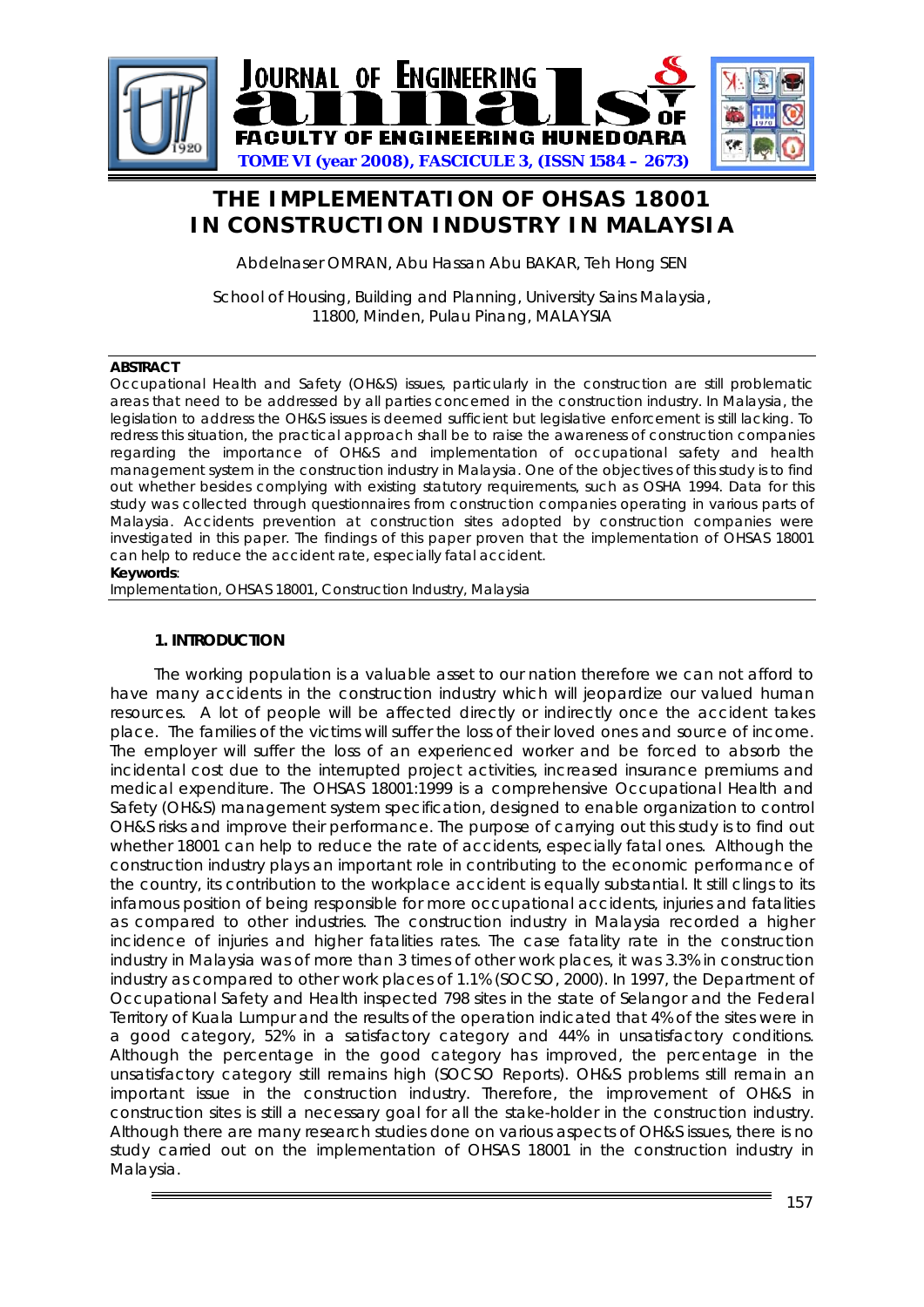# THE IMPLEMENTATION OF OHSAS 18001 IN CONSTRUCTION INDUSTRY IN MALAYSIA

Abdelnaser OMRAN, Abu Hassan Abu BAKAR, Teh Hong SEN

School of Housing, Building and Planning, University Sains Malaysia, 11800, Minden, Pulau Pinang, MALAYSIA

**ABSTRACT**

Occupational Health and Safety (OH&S) issues, particularly in the construction are still problematic areas that need to be addressed by all parties concerned in the construction industry. In Malaysia, the legislation to address the OH&S issues is deemed sufficient but legislative enforcement is still lacking. To redress this situation, the practical approach shall be to raise the awareness of construction companies regarding the importance of OH&S and implementation of occupational safety and health management system in the construction industry in Malaysia. One of the objectives of this study is to find out whether besides complying with existing statutory requirements, such as OSHA 1994. Data for this study was collected through questionnaires from construction companies operating in various parts of Malaysia. Accidents prevention at construction sites adopted by construction companies were investigated in this paper. The findings of this paper proven that the implementation of OHSAS 18001 can help to reduce the accident rate, especially fatal accident.

**Keywords**:
Implementation, OHSAS 18001, Construction Industry, Malaysia

## 1. INTRODUCTION

The working population is a valuable asset to our nation therefore we can not afford to have many accidents in the construction industry which will jeopardize our valued human resources. A lot of people will be affected directly or indirectly once the accident takes place. The families of the victims will suffer the loss of their loved ones and source of income. The employer will suffer the loss of an experienced worker and be forced to absorb the incidental cost due to the interrupted project activities, increased insurance premiums and medical expenditure. The OHSAS 18001:1999 is a comprehensive Occupational Health and Safety (OH&S) management system specification, designed to enable organization to control OH&S risks and improve their performance. The purpose of carrying out this study is to find out whether 18001 can help to reduce the rate of accidents, especially fatal ones. Although the construction industry plays an important role in contributing to the economic performance of the country, its contribution to the workplace accident is equally substantial. It still clings to its infamous position of being responsible for more occupational accidents, injuries and fatalities as compared to other industries. The construction industry in Malaysia recorded a higher incidence of injuries and higher fatalities rates. The case fatality rate in the construction industry in Malaysia was of more than 3 times of other work places, it was 3.3% in construction industry as compared to other work places of 1.1% (SOCSO, 2000). In 1997, the Department of Occupational Safety and Health inspected 798 sites in the state of Selangor and the Federal Territory of Kuala Lumpur and the results of the operation indicated that 4% of the sites were in a good category, 52% in a satisfactory category and 44% in unsatisfactory conditions. Although the percentage in the good category has improved, the percentage in the unsatisfactory category still remains high (SOCSO Reports). OH&S problems still remain an important issue in the construction industry. Therefore, the improvement of OH&S in construction sites is still a necessary goal for all the stake-holder in the construction industry. Although there are many research studies done on various aspects of OH&S issues, there is no study carried out on the implementation of OHSAS 18001 in the construction industry in Malaysia.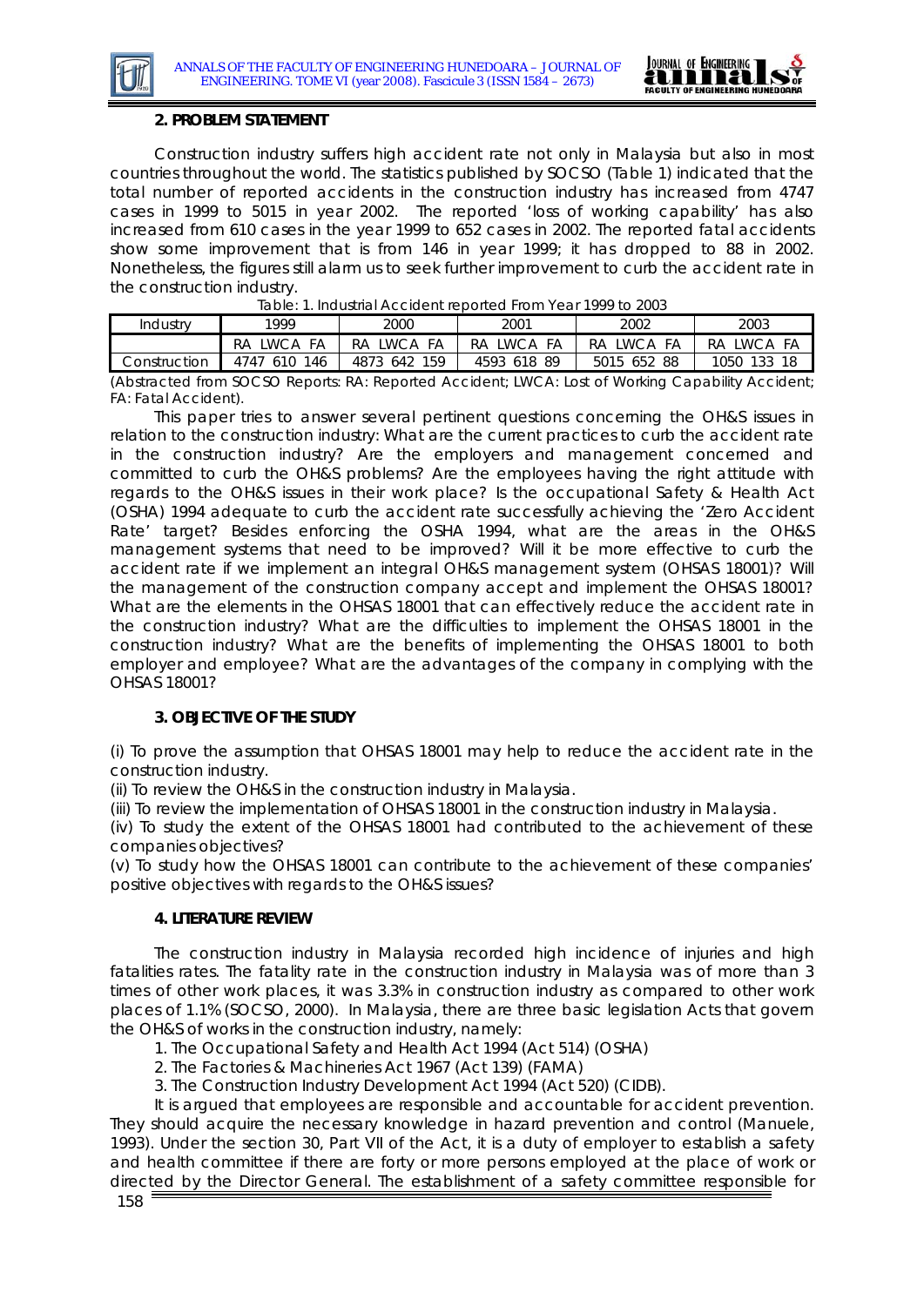## 2. PROBLEM STATEMENT

Construction industry suffers high accident rate not only in Malaysia but also in most countries throughout the world. The statistics published by SOCSO (Table 1) indicated that the total number of reported accidents in the construction industry has increased from 4747 cases in 1999 to 5015 in year 2002. The reported 'loss of working capability' has also increased from 610 cases in the year 1999 to 652 cases in 2002. The reported fatal accidents show some improvement that is from 146 in year 1999; it has dropped to 88 in 2002. Nonetheless, the figures still alarm us to seek further improvement to curb the accident rate in the construction industry.

Table: 1. Industrial Accident reported From Year 1999 to 2003

| Industry | 1999 | 2000 | 2001 | 2002 | 2003 |
|---|---|---|---|---|---|
| | RA LWCA FA | RA LWCA FA | RA LWCA FA | RA LWCA FA | RA LWCA FA |
| Construction | 4747 610 146 | 4873 642 159 | 4593 618 89 | 5015 652 88 | 1050 133 18 |

(Abstracted from SOCSO Reports: RA: Reported Accident; LWCA: Lost of Working Capability Accident; FA: Fatal Accident).

This paper tries to answer several pertinent questions concerning the OH&S issues in relation to the construction industry: What are the current practices to curb the accident rate in the construction industry? Are the employers and management concerned and committed to curb the OH&S problems? Are the employees having the right attitude with regards to the OH&S issues in their work place? Is the occupational Safety & Health Act (OSHA) 1994 adequate to curb the accident rate successfully achieving the 'Zero Accident Rate' target? Besides enforcing the OSHA 1994, what are the areas in the OH&S management systems that need to be improved? Will it be more effective to curb the accident rate if we implement an integral OH&S management system (OHSAS 18001)? Will the management of the construction company accept and implement the OHSAS 18001? What are the elements in the OHSAS 18001 that can effectively reduce the accident rate in the construction industry? What are the difficulties to implement the OHSAS 18001 in the construction industry? What are the benefits of implementing the OHSAS 18001 to both employer and employee? What are the advantages of the company in complying with the OHSAS 18001?

## 3. OBJECTIVE OF THE STUDY

(i) To prove the assumption that OHSAS 18001 may help to reduce the accident rate in the construction industry.

(ii) To review the OH&S in the construction industry in Malaysia.

(iii) To review the implementation of OHSAS 18001 in the construction industry in Malaysia.

(iv) To study the extent of the OHSAS 18001 had contributed to the achievement of these companies objectives?

(v) To study how the OHSAS 18001 can contribute to the achievement of these companies' positive objectives with regards to the OH&S issues?

## 4. LITERATURE REVIEW

The construction industry in Malaysia recorded high incidence of injuries and high fatalities rates. The fatality rate in the construction industry in Malaysia was of more than 3 times of other work places, it was 3.3% in construction industry as compared to other work places of 1.1% (SOCSO, 2000). In Malaysia, there are three basic legislation Acts that govern the OH&S of works in the construction industry, namely:

1. The Occupational Safety and Health Act 1994 (Act 514) (OSHA)
2. The Factories & Machineries Act 1967 (Act 139) (FAMA)
3. The Construction Industry Development Act 1994 (Act 520) (CIDB).

It is argued that employees are responsible and accountable for accident prevention. They should acquire the necessary knowledge in hazard prevention and control (Manuele, 1993). Under the section 30, Part VII of the Act, it is a duty of employer to establish a safety and health committee if there are forty or more persons employed at the place of work or directed by the Director General. The establishment of a safety committee responsible for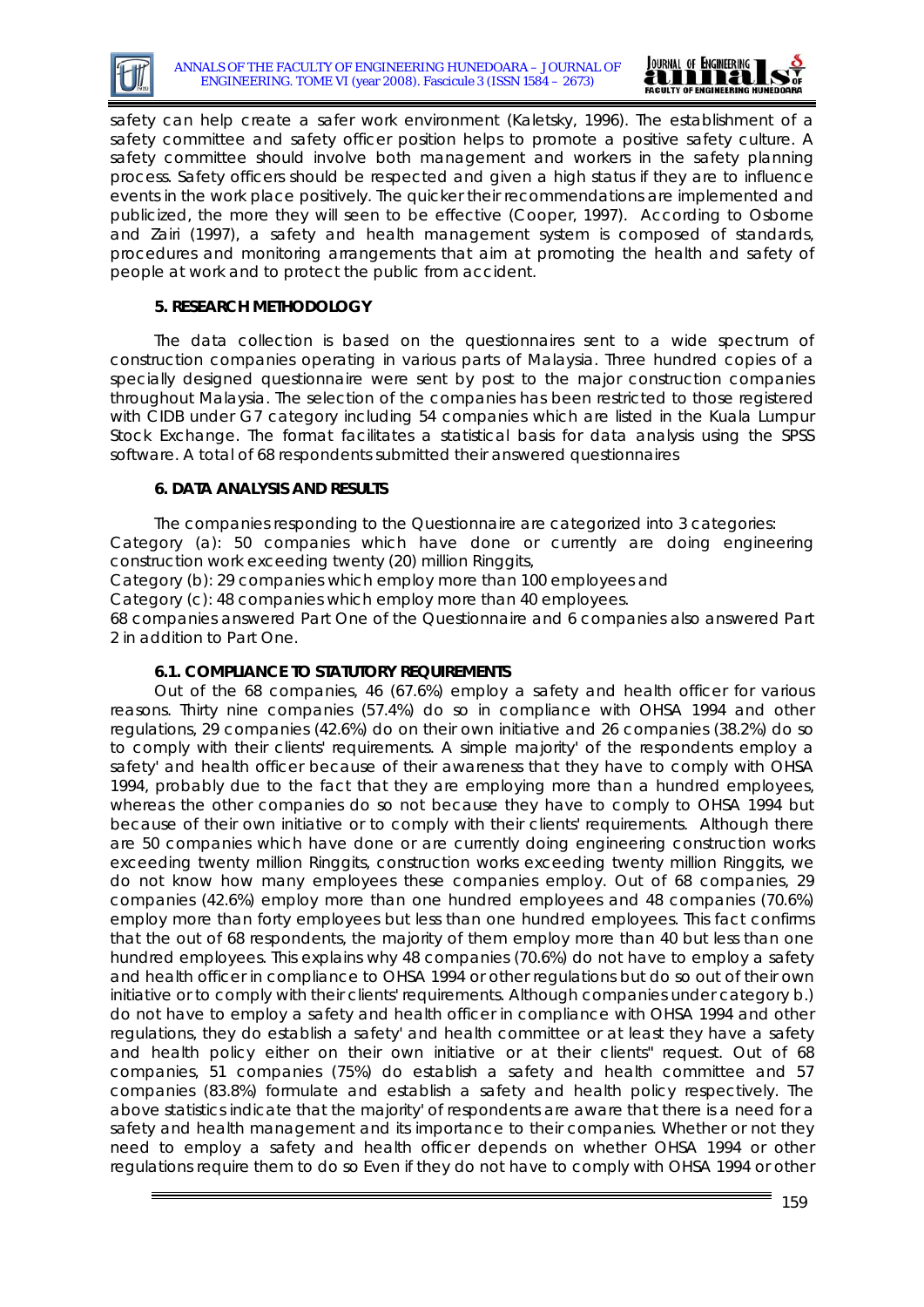safety can help create a safer work environment (Kaletsky, 1996). The establishment of a safety committee and safety officer position helps to promote a positive safety culture. A safety committee should involve both management and workers in the safety planning process. Safety officers should be respected and given a high status if they are to influence events in the work place positively. The quicker their recommendations are implemented and publicized, the more they will seen to be effective (Cooper, 1997). According to Osborne and Zairi (1997), a safety and health management system is composed of standards, procedures and monitoring arrangements that aim at promoting the health and safety of people at work and to protect the public from accident.

## 5. RESEARCH METHODOLOGY

The data collection is based on the questionnaires sent to a wide spectrum of construction companies operating in various parts of Malaysia. Three hundred copies of a specially designed questionnaire were sent by post to the major construction companies throughout Malaysia. The selection of the companies has been restricted to those registered with CIDB under G7 category including 54 companies which are listed in the Kuala Lumpur Stock Exchange. The format facilitates a statistical basis for data analysis using the SPSS software. A total of 68 respondents submitted their answered questionnaires

## 6. DATA ANALYSIS AND RESULTS

The companies responding to the Questionnaire are categorized into 3 categories:
Category (a): 50 companies which have done or currently are doing engineering construction work exceeding twenty (20) million Ringgits,
Category (b): 29 companies which employ more than 100 employees and
Category (c): 48 companies which employ more than 40 employees.
68 companies answered Part One of the Questionnaire and 6 companies also answered Part 2 in addition to Part One.

### 6.1. COMPLIANCE TO STATUTORY REQUIREMENTS

Out of the 68 companies, 46 (67.6%) employ a safety and health officer for various reasons. Thirty nine companies (57.4%) do so in compliance with OHSA 1994 and other regulations, 29 companies (42.6%) do on their own initiative and 26 companies (38.2%) do so to comply with their clients' requirements. A simple majority' of the respondents employ a safety' and health officer because of their awareness that they have to comply with OHSA 1994, probably due to the fact that they are employing more than a hundred employees, whereas the other companies do so not because they have to comply to OHSA 1994 but because of their own initiative or to comply with their clients' requirements. Although there are 50 companies which have done or are currently doing engineering construction works exceeding twenty million Ringgits, construction works exceeding twenty million Ringgits, we do not know how many employees these companies employ. Out of 68 companies, 29 companies (42.6%) employ more than one hundred employees and 48 companies (70.6%) employ more than forty employees but less than one hundred employees. This fact confirms that the out of 68 respondents, the majority of them employ more than 40 but less than one hundred employees. This explains why 48 companies (70.6%) do not have to employ a safety and health officer in compliance to OHSA 1994 or other regulations but do so out of their own initiative or to comply with their clients' requirements. Although companies under category b.) do not have to employ a safety and health officer in compliance with OHSA 1994 and other regulations, they do establish a safety' and health committee or at least they have a safety and health policy either on their own initiative or at their clients" request. Out of 68 companies, 51 companies (75%) do establish a safety and health committee and 57 companies (83.8%) formulate and establish a safety and health policy respectively. The above statistics indicate that the majority' of respondents are aware that there is a need for a safety and health management and its importance to their companies. Whether or not they need to employ a safety and health officer depends on whether OHSA 1994 or other regulations require them to do so Even if they do not have to comply with OHSA 1994 or other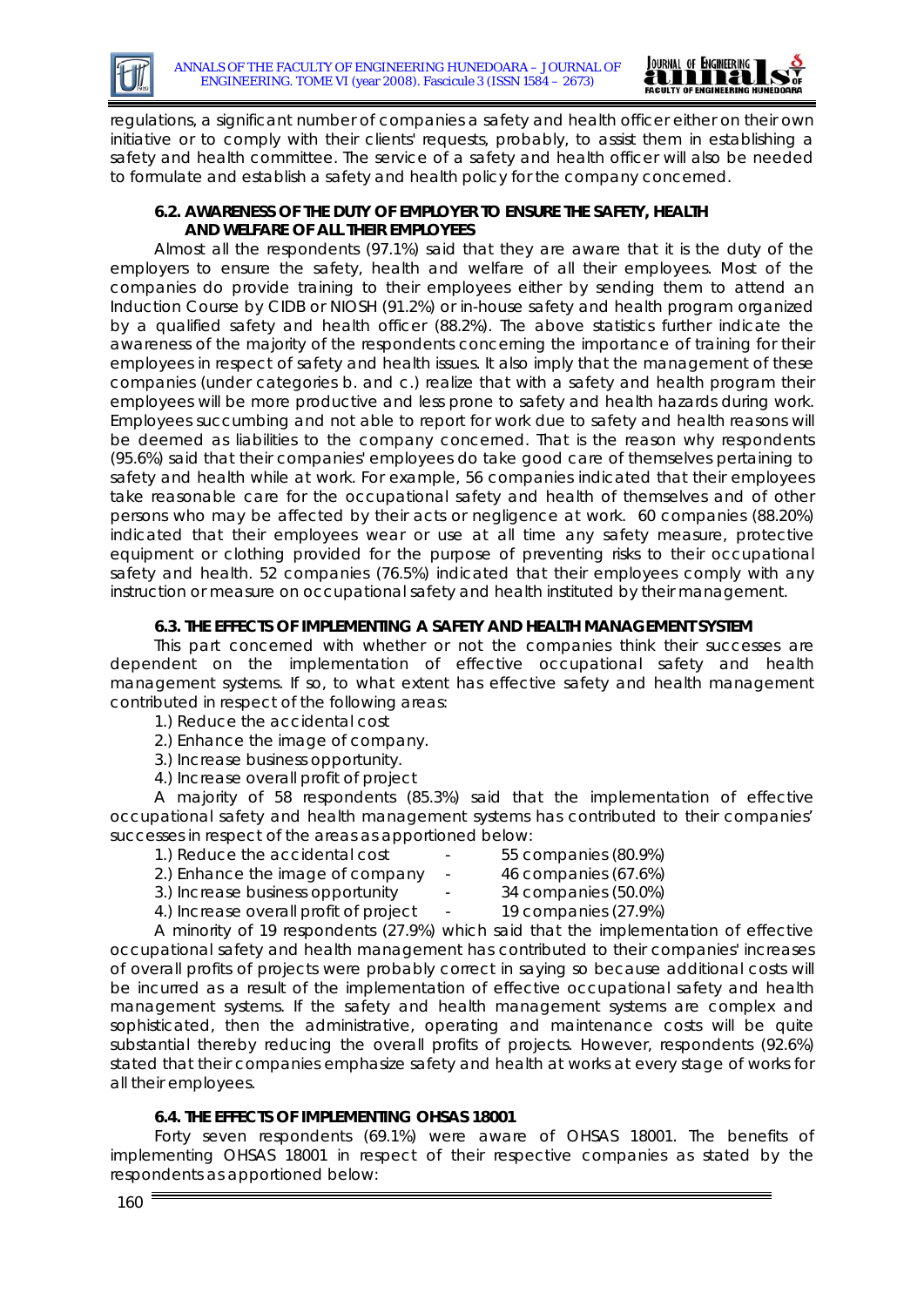regulations, a significant number of companies a safety and health officer either on their own initiative or to comply with their clients' requests, probably, to assist them in establishing a safety and health committee. The service of a safety and health officer will also be needed to formulate and establish a safety and health policy for the company concerned.

### 6.2. AWARENESS OF THE DUTY OF EMPLOYER TO ENSURE THE SAFETY, HEALTH AND WELFARE OF ALL THEIR EMPLOYEES

Almost all the respondents (97.1%) said that they are aware that it is the duty of the employers to ensure the safety, health and welfare of all their employees. Most of the companies do provide training to their employees either by sending them to attend an Induction Course by CIDB or NIOSH (91.2%) or in-house safety and health program organized by a qualified safety and health officer (88.2%). The above statistics further indicate the awareness of the majority of the respondents concerning the importance of training for their employees in respect of safety and health issues. It also imply that the management of these companies (under categories b. and c.) realize that with a safety and health program their employees will be more productive and less prone to safety and health hazards during work. Employees succumbing and not able to report for work due to safety and health reasons will be deemed as liabilities to the company concerned. That is the reason why respondents (95.6%) said that their companies' employees do take good care of themselves pertaining to safety and health while at work. For example, 56 companies indicated that their employees take reasonable care for the occupational safety and health of themselves and of other persons who may be affected by their acts or negligence at work. 60 companies (88.20%) indicated that their employees wear or use at all time any safety measure, protective equipment or clothing provided for the purpose of preventing risks to their occupational safety and health. 52 companies (76.5%) indicated that their employees comply with any instruction or measure on occupational safety and health instituted by their management.

### 6.3. THE EFFECTS OF IMPLEMENTING A SAFETY AND HEALTH MANAGEMENT SYSTEM

This part concerned with whether or not the companies think their successes are dependent on the implementation of effective occupational safety and health management systems. If so, to what extent has effective safety and health management contributed in respect of the following areas:

1.) Reduce the accidental cost
2.) Enhance the image of company.
3.) Increase business opportunity.
4.) Increase overall profit of project

A majority of 58 respondents (85.3%) said that the implementation of effective occupational safety and health management systems has contributed to their companies' successes in respect of the areas as apportioned below:

1.) Reduce the accidental cost - 55 companies (80.9%)
2.) Enhance the image of company - 46 companies (67.6%)
3.) Increase business opportunity - 34 companies (50.0%)
4.) Increase overall profit of project - 19 companies (27.9%)

A minority of 19 respondents (27.9%) which said that the implementation of effective occupational safety and health management has contributed to their companies' increases of overall profits of projects were probably correct in saying so because additional costs will be incurred as a result of the implementation of effective occupational safety and health management systems. If the safety and health management systems are complex and sophisticated, then the administrative, operating and maintenance costs will be quite substantial thereby reducing the overall profits of projects. However, respondents (92.6%) stated that their companies emphasize safety and health at works at every stage of works for all their employees.

### 6.4. THE EFFECTS OF IMPLEMENTING OHSAS 18001

Forty seven respondents (69.1%) were aware of OHSAS 18001. The benefits of implementing OHSAS 18001 in respect of their respective companies as stated by the respondents as apportioned below: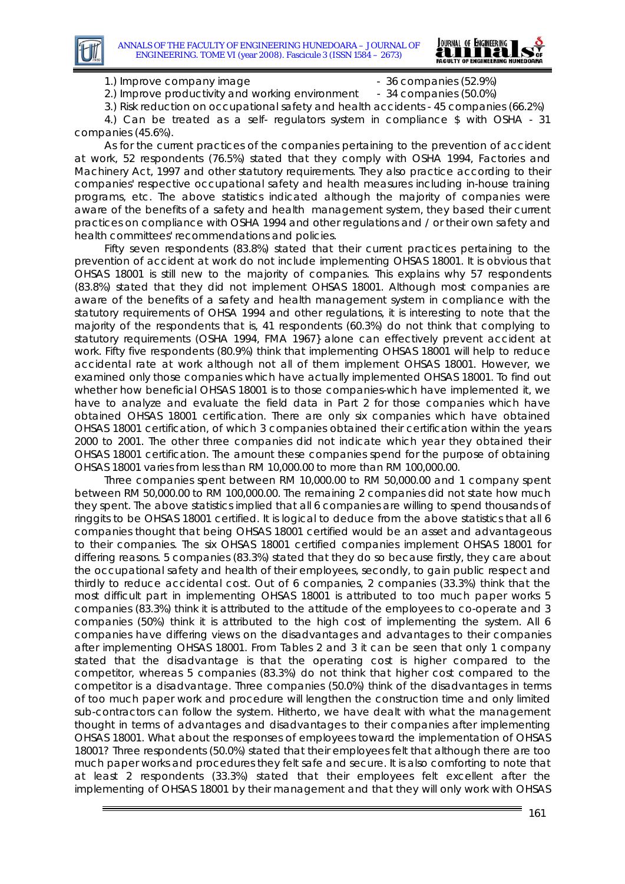1.) Improve company image - 36 companies (52.9%)

2.) Improve productivity and working environment - 34 companies (50.0%)

3.) Risk reduction on occupational safety and health accidents - 45 companies (66.2%)

4.) Can be treated as a self- regulators system in compliance $ with OSHA - 31 companies (45.6%).

As for the current practices of the companies pertaining to the prevention of accident at work, 52 respondents (76.5%) stated that they comply with OSHA 1994, Factories and Machinery Act, 1997 and other statutory requirements. They also practice according to their companies' respective occupational safety and health measures including in-house training programs, etc. The above statistics indicated although the majority of companies were aware of the benefits of a safety and health management system, they based their current practices on compliance with OSHA 1994 and other regulations and / or their own safety and health committees' recommendations and policies.

Fifty seven respondents (83.8%) stated that their current practices pertaining to the prevention of accident at work do not include implementing OHSAS 18001. It is obvious that OHSAS 18001 is still new to the majority of companies. This explains why 57 respondents (83.8%) stated that they did not implement OHSAS 18001. Although most companies are aware of the benefits of a safety and health management system in compliance with the statutory requirements of OHSA 1994 and other regulations, it is interesting to note that the majority of the respondents that is, 41 respondents (60.3%) do not think that complying to statutory requirements (OSHA 1994, FMA 1967} alone can effectively prevent accident at work. Fifty five respondents (80.9%) think that implementing OHSAS 18001 will help to reduce accidental rate at work although not all of them implement OHSAS 18001. However, we examined only those companies which have actually implemented OHSAS 18001. To find out whether how beneficial OHSAS 18001 is to those companies-which have implemented it, we have to analyze and evaluate the field data in Part 2 for those companies which have obtained OHSAS 18001 certification. There are only six companies which have obtained OHSAS 18001 certification, of which 3 companies obtained their certification within the years 2000 to 2001. The other three companies did not indicate which year they obtained their OHSAS 18001 certification. The amount these companies spend for the purpose of obtaining OHSAS 18001 varies from less than RM 10,000.00 to more than RM 100,000.00.

Three companies spent between RM 10,000.00 to RM 50,000.00 and 1 company spent between RM 50,000.00 to RM 100,000.00. The remaining 2 companies did not state how much they spent. The above statistics implied that all 6 companies are willing to spend thousands of ringgits to be OHSAS 18001 certified. It is logical to deduce from the above statistics that all 6 companies thought that being OHSAS 18001 certified would be an asset and advantageous to their companies. The six OHSAS 18001 certified companies implement OHSAS 18001 for differing reasons. 5 companies (83.3%) stated that they do so because firstly, they care about the occupational safety and health of their employees, secondly, to gain public respect and thirdly to reduce accidental cost. Out of 6 companies, 2 companies (33.3%) think that the most difficult part in implementing OHSAS 18001 is attributed to too much paper works 5 companies (83.3%) think it is attributed to the attitude of the employees to co-operate and 3 companies (50%) think it is attributed to the high cost of implementing the system. All 6 companies have differing views on the disadvantages and advantages to their companies after implementing OHSAS 18001. From Tables 2 and 3 it can be seen that only 1 company stated that the disadvantage is that the operating cost is higher compared to the competitor, whereas 5 companies (83.3%) do not think that higher cost compared to the competitor is a disadvantage. Three companies (50.0%) think of the disadvantages in terms of too much paper work and procedure will lengthen the construction time and only limited sub-contractors can follow the system. Hitherto, we have dealt with what the management thought in terms of advantages and disadvantages to their companies after implementing OHSAS 18001. What about the responses of employees toward the implementation of OHSAS 18001? Three respondents (50.0%) stated that their employees felt that although there are too much paper works and procedures they felt safe and secure. It is also comforting to note that at least 2 respondents (33.3%) stated that their employees felt excellent after the implementing of OHSAS 18001 by their management and that they will only work with OHSAS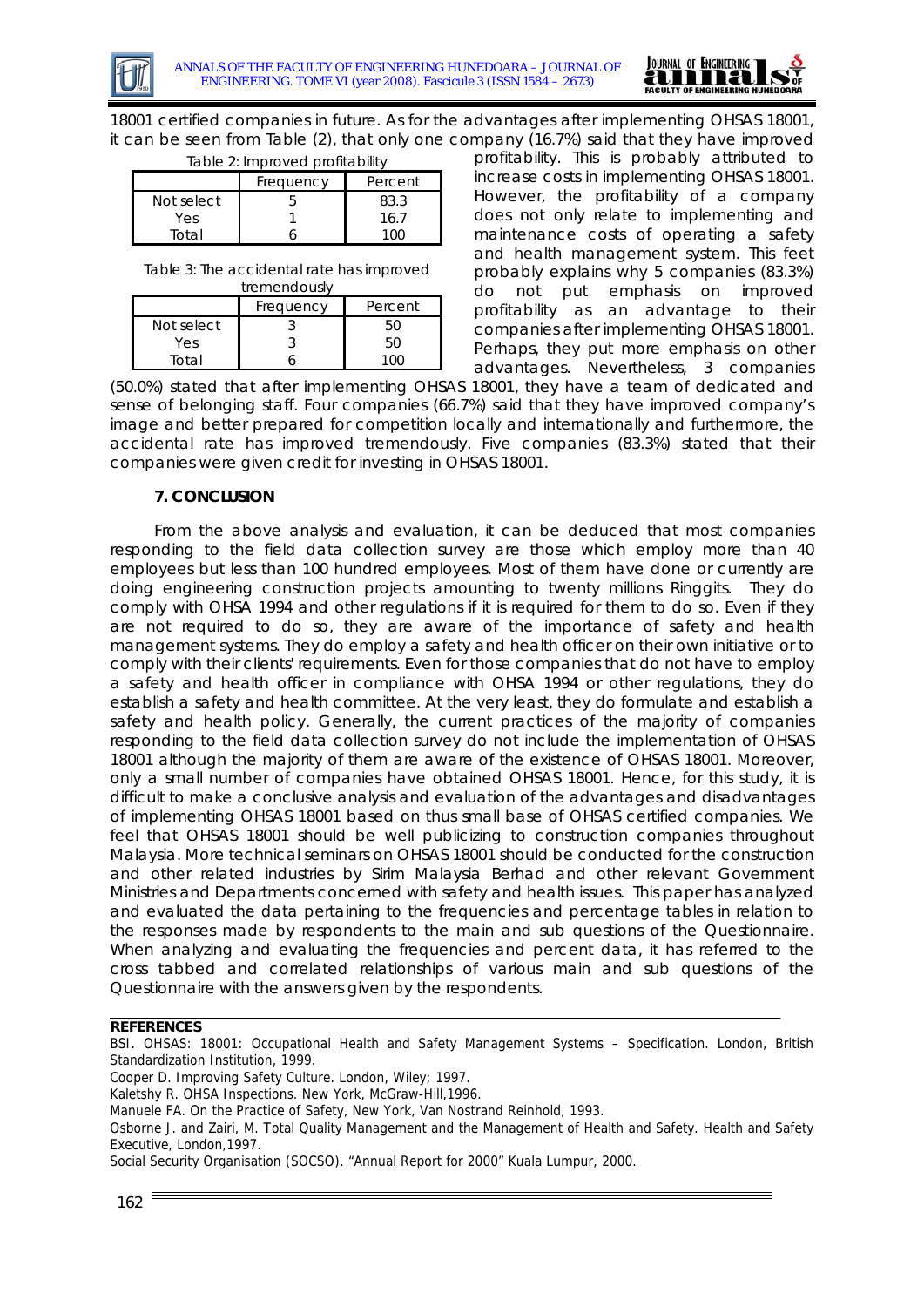18001 certified companies in future. As for the advantages after implementing OHSAS 18001, it can be seen from Table (2), that only one company (16.7%) said that they have improved profitability. This is probably attributed to increase costs in implementing OHSAS 18001. However, the profitability of a company does not only relate to implementing and maintenance costs of operating a safety and health management system. This feet probably explains why 5 companies (83.3%) do not put emphasis on improved profitability as an advantage to their companies after implementing OHSAS 18001. Perhaps, they put more emphasis on other advantages. Nevertheless, 3 companies (50.0%) stated that after implementing OHSAS 18001, they have a team of dedicated and sense of belonging staff. Four companies (66.7%) said that they have improved company's image and better prepared for competition locally and internationally and furthermore, the accidental rate has improved tremendously. Five companies (83.3%) stated that their companies were given credit for investing in OHSAS 18001.

Table 2: Improved profitability

| | Frequency | Percent |
|---|---|---|
| Not select | 5 | 83.3 |
| Yes | 1 | 16.7 |
| Total | 6 | 100 |

Table 3: The accidental rate has improved tremendously

| | Frequency | Percent |
|---|---|---|
| Not select | 3 | 50 |
| Yes | 3 | 50 |
| Total | 6 | 100 |

## 7. CONCLUSION

From the above analysis and evaluation, it can be deduced that most companies responding to the field data collection survey are those which employ more than 40 employees but less than 100 hundred employees. Most of them have done or currently are doing engineering construction projects amounting to twenty millions Ringgits. They do comply with OHSA 1994 and other regulations if it is required for them to do so. Even if they are not required to do so, they are aware of the importance of safety and health management systems. They do employ a safety and health officer on their own initiative or to comply with their clients' requirements. Even for those companies that do not have to employ a safety and health officer in compliance with OHSA 1994 or other regulations, they do establish a safety and health committee. At the very least, they do formulate and establish a safety and health policy. Generally, the current practices of the majority of companies responding to the field data collection survey do not include the implementation of OHSAS 18001 although the majority of them are aware of the existence of OHSAS 18001. Moreover, only a small number of companies have obtained OHSAS 18001. Hence, for this study, it is difficult to make a conclusive analysis and evaluation of the advantages and disadvantages of implementing OHSAS 18001 based on thus small base of OHSAS certified companies. We feel that OHSAS 18001 should be well publicizing to construction companies throughout Malaysia. More technical seminars on OHSAS 18001 should be conducted for the construction and other related industries by Sirim Malaysia Berhad and other relevant Government Ministries and Departments concerned with safety and health issues. This paper has analyzed and evaluated the data pertaining to the frequencies and percentage tables in relation to the responses made by respondents to the main and sub questions of the Questionnaire. When analyzing and evaluating the frequencies and percent data, it has referred to the cross tabbed and correlated relationships of various main and sub questions of the Questionnaire with the answers given by the respondents.

## REFERENCES

BSI. OHSAS: 18001: Occupational Health and Safety Management Systems – Specification. London, British Standardization Institution, 1999.

Cooper D. Improving Safety Culture. London, Wiley; 1997.

Kaletshy R. OHSA Inspections. New York, McGraw-Hill,1996.

Manuele FA. On the Practice of Safety, New York, Van Nostrand Reinhold, 1993.

Osborne J. and Zairi, M. Total Quality Management and the Management of Health and Safety. Health and Safety Executive, London,1997.

Social Security Organisation (SOCSO). "Annual Report for 2000" Kuala Lumpur, 2000.